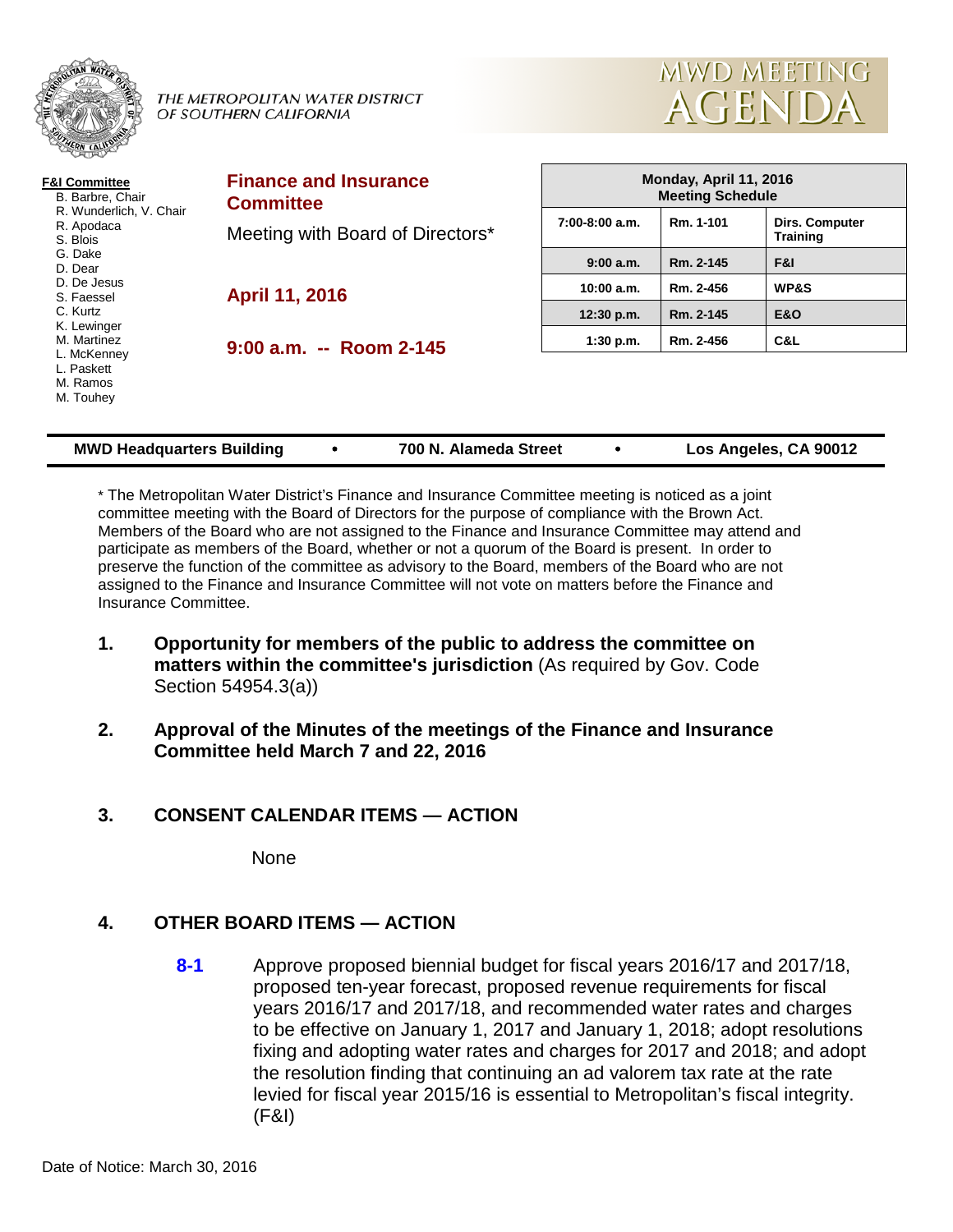THE METROPOLITAN WATER DISTRICT OF SOUTHERN CALIFORNIA

# MWD MEETING AGENDA

**F&I Committee**
- B. Barbre, Chair
- R. Wunderlich, V. Chair
- R. Apodaca
- S. Blois
- G. Dake
- D. Dear
- D. De Jesus
- S. Faessel
- C. Kurtz
- K. Lewinger
- M. Martinez
- L. McKenney
- L. Paskett
- M. Ramos
- M. Touhey

## Finance and Insurance Committee

Meeting with Board of Directors*

**April 11, 2016**

**9:00 a.m. -- Room 2-145**

| Monday, April 11, 2016 Meeting Schedule | | |
|---|---|---|
| 7:00-8:00 a.m. | Rm. 1-101 | Dirs. Computer Training |
| 9:00 a.m. | Rm. 2-145 | F&I |
| 10:00 a.m. | Rm. 2-456 | WP&S |
| 12:30 p.m. | Rm. 2-145 | E&O |
| 1:30 p.m. | Rm. 2-456 | C&L |

**MWD Headquarters Building • 700 N. Alameda Street • Los Angeles, CA 90012**

* The Metropolitan Water District's Finance and Insurance Committee meeting is noticed as a joint committee meeting with the Board of Directors for the purpose of compliance with the Brown Act. Members of the Board who are not assigned to the Finance and Insurance Committee may attend and participate as members of the Board, whether or not a quorum of the Board is present. In order to preserve the function of the committee as advisory to the Board, members of the Board who are not assigned to the Finance and Insurance Committee will not vote on matters before the Finance and Insurance Committee.

1. **Opportunity for members of the public to address the committee on matters within the committee's jurisdiction** (As required by Gov. Code Section 54954.3(a))

2. **Approval of the Minutes of the meetings of the Finance and Insurance Committee held March 7 and 22, 2016**

3. **CONSENT CALENDAR ITEMS — ACTION**

   None

4. **OTHER BOARD ITEMS — ACTION**

   **8-1** Approve proposed biennial budget for fiscal years 2016/17 and 2017/18, proposed ten-year forecast, proposed revenue requirements for fiscal years 2016/17 and 2017/18, and recommended water rates and charges to be effective on January 1, 2017 and January 1, 2018; adopt resolutions fixing and adopting water rates and charges for 2017 and 2018; and adopt the resolution finding that continuing an ad valorem tax rate at the rate levied for fiscal year 2015/16 is essential to Metropolitan's fiscal integrity. (F&I)

Date of Notice: March 30, 2016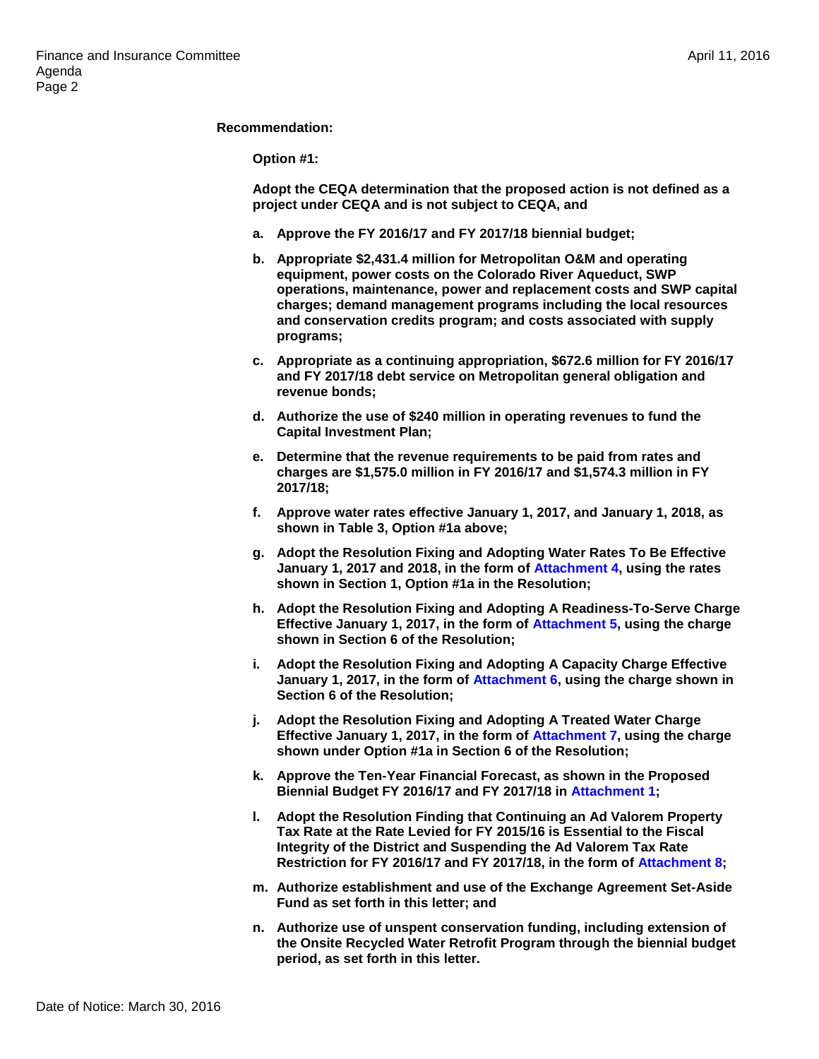**Recommendation:**

**Option #1:**

**Adopt the CEQA determination that the proposed action is not defined as a project under CEQA and is not subject to CEQA, and**

- **a. Approve the FY 2016/17 and FY 2017/18 biennial budget;**
- **b. Appropriate $2,431.4 million for Metropolitan O&M and operating equipment, power costs on the Colorado River Aqueduct, SWP operations, maintenance, power and replacement costs and SWP capital charges; demand management programs including the local resources and conservation credits program; and costs associated with supply programs;**
- **c. Appropriate as a continuing appropriation, $672.6 million for FY 2016/17 and FY 2017/18 debt service on Metropolitan general obligation and revenue bonds;**
- **d. Authorize the use of $240 million in operating revenues to fund the Capital Investment Plan;**
- **e. Determine that the revenue requirements to be paid from rates and charges are $1,575.0 million in FY 2016/17 and $1,574.3 million in FY 2017/18;**
- **f. Approve water rates effective January 1, 2017, and January 1, 2018, as shown in Table 3, Option #1a above;**
- **g. Adopt the Resolution Fixing and Adopting Water Rates To Be Effective January 1, 2017 and 2018, in the form of Attachment 4, using the rates shown in Section 1, Option #1a in the Resolution;**
- **h. Adopt the Resolution Fixing and Adopting A Readiness-To-Serve Charge Effective January 1, 2017, in the form of Attachment 5, using the charge shown in Section 6 of the Resolution;**
- **i. Adopt the Resolution Fixing and Adopting A Capacity Charge Effective January 1, 2017, in the form of Attachment 6, using the charge shown in Section 6 of the Resolution;**
- **j. Adopt the Resolution Fixing and Adopting A Treated Water Charge Effective January 1, 2017, in the form of Attachment 7, using the charge shown under Option #1a in Section 6 of the Resolution;**
- **k. Approve the Ten-Year Financial Forecast, as shown in the Proposed Biennial Budget FY 2016/17 and FY 2017/18 in Attachment 1;**
- **l. Adopt the Resolution Finding that Continuing an Ad Valorem Property Tax Rate at the Rate Levied for FY 2015/16 is Essential to the Fiscal Integrity of the District and Suspending the Ad Valorem Tax Rate Restriction for FY 2016/17 and FY 2017/18, in the form of Attachment 8;**
- **m. Authorize establishment and use of the Exchange Agreement Set-Aside Fund as set forth in this letter; and**
- **n. Authorize use of unspent conservation funding, including extension of the Onsite Recycled Water Retrofit Program through the biennial budget period, as set forth in this letter.**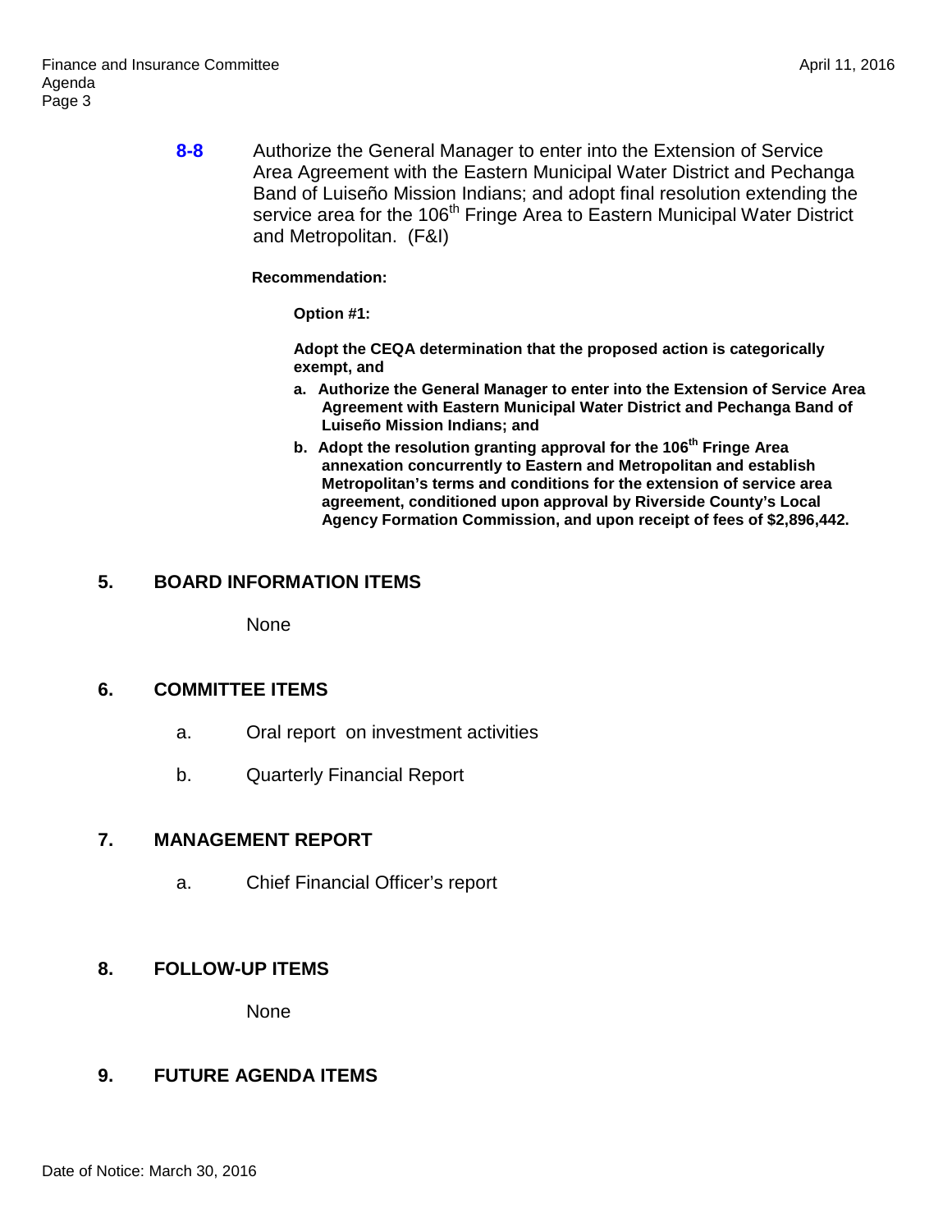**8-8** Authorize the General Manager to enter into the Extension of Service Area Agreement with the Eastern Municipal Water District and Pechanga Band of Luiseño Mission Indians; and adopt final resolution extending the service area for the 106th Fringe Area to Eastern Municipal Water District and Metropolitan. (F&I)

**Recommendation:**

**Option #1:**

**Adopt the CEQA determination that the proposed action is categorically exempt, and**

**a. Authorize the General Manager to enter into the Extension of Service Area Agreement with Eastern Municipal Water District and Pechanga Band of Luiseño Mission Indians; and**

**b. Adopt the resolution granting approval for the 106th Fringe Area annexation concurrently to Eastern and Metropolitan and establish Metropolitan's terms and conditions for the extension of service area agreement, conditioned upon approval by Riverside County's Local Agency Formation Commission, and upon receipt of fees of $2,896,442.**

## 5. BOARD INFORMATION ITEMS

None

## 6. COMMITTEE ITEMS

a. Oral report on investment activities

b. Quarterly Financial Report

## 7. MANAGEMENT REPORT

a. Chief Financial Officer's report

## 8. FOLLOW-UP ITEMS

None

## 9. FUTURE AGENDA ITEMS

Date of Notice: March 30, 2016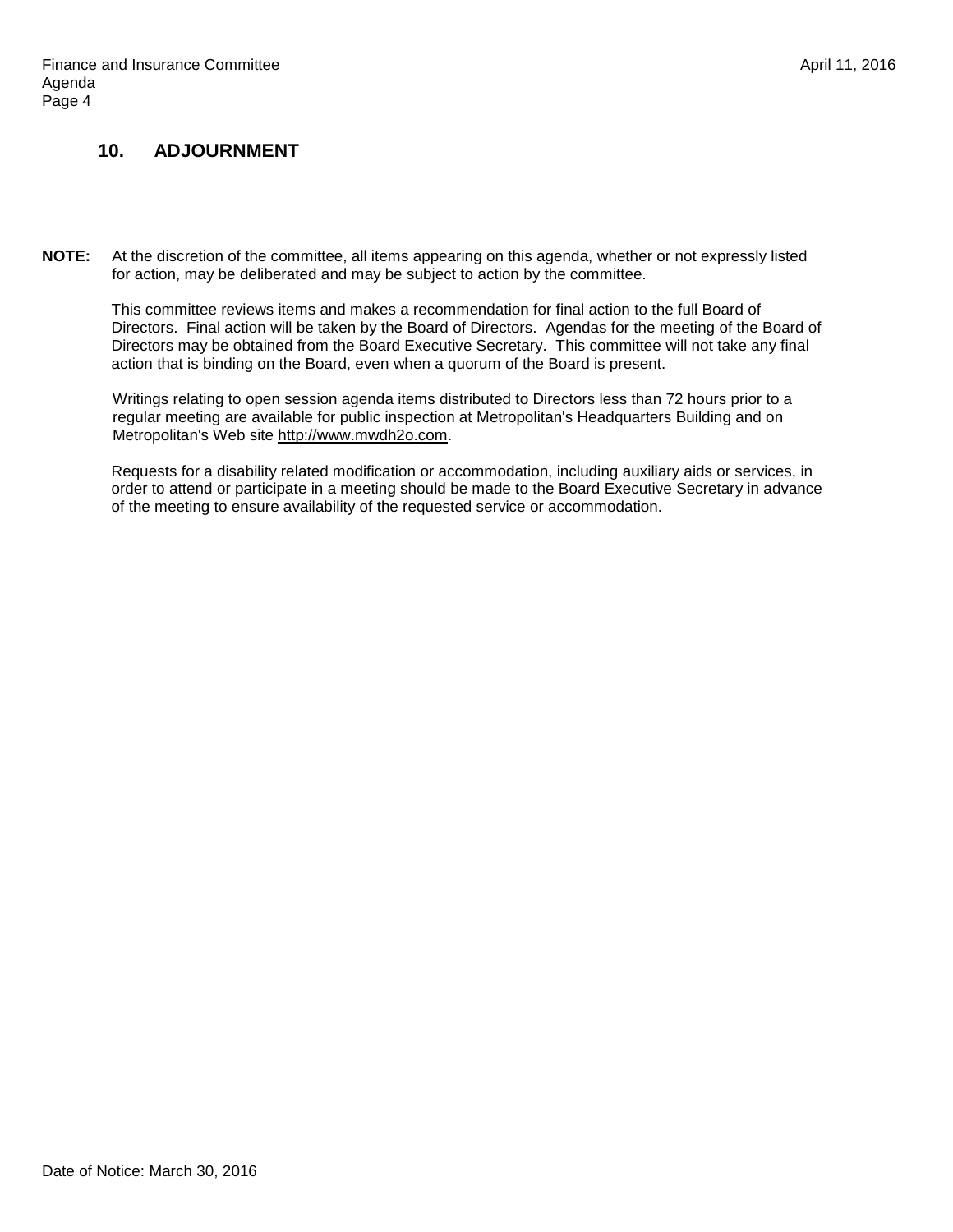## 10. ADJOURNMENT

**NOTE:** At the discretion of the committee, all items appearing on this agenda, whether or not expressly listed for action, may be deliberated and may be subject to action by the committee.

This committee reviews items and makes a recommendation for final action to the full Board of Directors. Final action will be taken by the Board of Directors. Agendas for the meeting of the Board of Directors may be obtained from the Board Executive Secretary. This committee will not take any final action that is binding on the Board, even when a quorum of the Board is present.

Writings relating to open session agenda items distributed to Directors less than 72 hours prior to a regular meeting are available for public inspection at Metropolitan's Headquarters Building and on Metropolitan's Web site http://www.mwdh2o.com.

Requests for a disability related modification or accommodation, including auxiliary aids or services, in order to attend or participate in a meeting should be made to the Board Executive Secretary in advance of the meeting to ensure availability of the requested service or accommodation.

Date of Notice: March 30, 2016